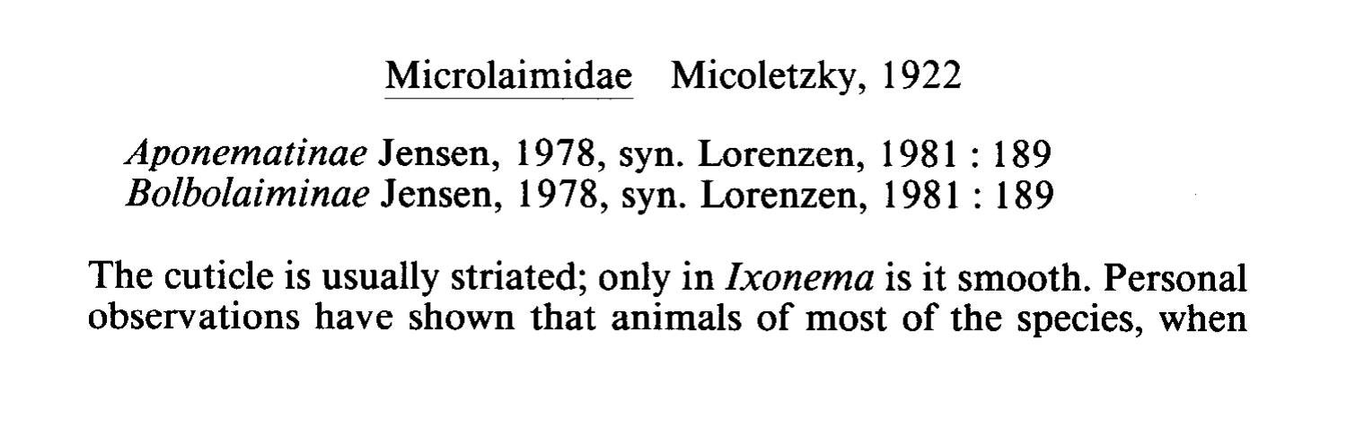## Microlaimidae Micoletzky, 1922

*Aponematinae* Jensen, 1978, syn. Lorenzen, 1981 : 189
*Bolbolaiminae* Jensen, 1978, syn. Lorenzen, 1981 : 189

The cuticle is usually striated; only in *Ixonema* is it smooth. Personal observations have shown that animals of most of the species, when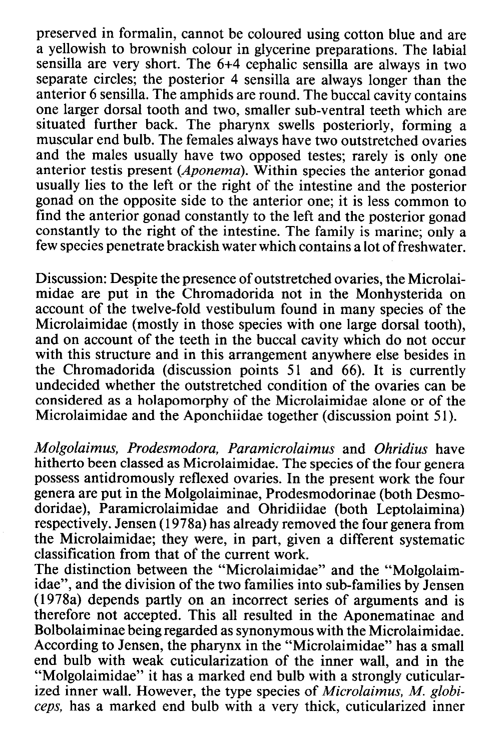preserved in formalin, cannot be coloured using cotton blue and are a yellowish to brownish colour in glycerine preparations. The labial sensilla are very short. The 6+4 cephalic sensilla are always in two separate circles; the posterior 4 sensilla are always longer than the anterior 6 sensilla. The amphids are round. The buccal cavity contains one larger dorsal tooth and two, smaller sub-ventral teeth which are situated further back. The pharynx swells posteriorly, forming a muscular end bulb. The females always have two outstretched ovaries and the males usually have two opposed testes; rarely is only one anterior testis present (*Aponema*). Within species the anterior gonad usually lies to the left or the right of the intestine and the posterior gonad on the opposite side to the anterior one; it is less common to find the anterior gonad constantly to the left and the posterior gonad constantly to the right of the intestine. The family is marine; only a few species penetrate brackish water which contains a lot of freshwater.

Discussion: Despite the presence of outstretched ovaries, the Microlaimidae are put in the Chromadorida not in the Monhysterida on account of the twelve-fold vestibulum found in many species of the Microlaimidae (mostly in those species with one large dorsal tooth), and on account of the teeth in the buccal cavity which do not occur with this structure and in this arrangement anywhere else besides in the Chromadorida (discussion points 51 and 66). It is currently undecided whether the outstretched condition of the ovaries can be considered as a holapomorphy of the Microlaimidae alone or of the Microlaimidae and the Aponchiidae together (discussion point 51).

*Molgolaimus, Prodesmodora, Paramicrolaimus* and *Ohridius* have hitherto been classed as Microlaimidae. The species of the four genera possess antidromously reflexed ovaries. In the present work the four genera are put in the Molgolaiminae, Prodesmodorinae (both Desmodoridae), Paramicrolaimidae and Ohridiidae (both Leptolaimina) respectively. Jensen (1978a) has already removed the four genera from the Microlaimidae; they were, in part, given a different systematic classification from that of the current work.
The distinction between the "Microlaimidae" and the "Molgolaimidae", and the division of the two families into sub-families by Jensen (1978a) depends partly on an incorrect series of arguments and is therefore not accepted. This all resulted in the Aponematinae and Bolbolaiminae being regarded as synonymous with the Microlaimidae. According to Jensen, the pharynx in the "Microlaimidae" has a small end bulb with weak cuticularization of the inner wall, and in the "Molgolaimidae" it has a marked end bulb with a strongly cuticularized inner wall. However, the type species of *Microlaimus, M. globiceps,* has a marked end bulb with a very thick, cuticularized inner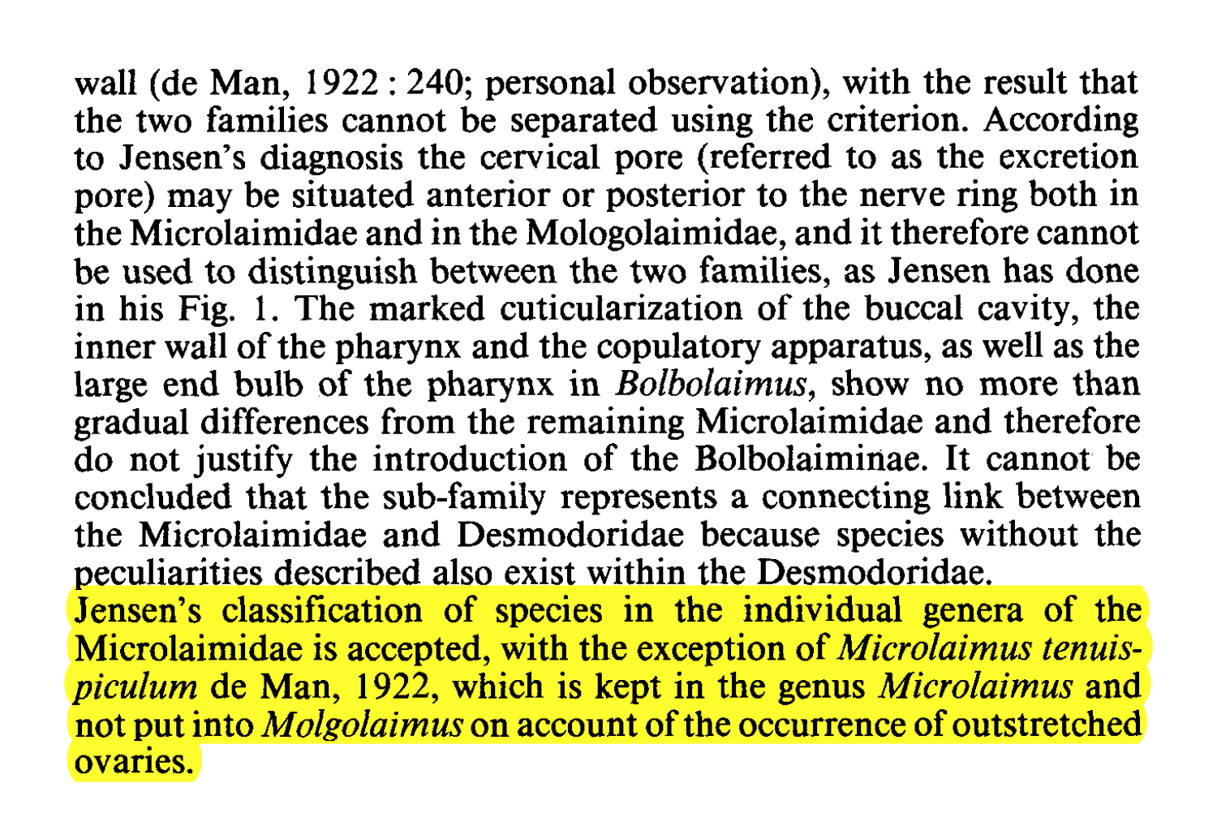wall (de Man, 1922 : 240; personal observation), with the result that the two families cannot be separated using the criterion. According to Jensen's diagnosis the cervical pore (referred to as the excretion pore) may be situated anterior or posterior to the nerve ring both in the Microlaimidae and in the Mologolaimidae, and it therefore cannot be used to distinguish between the two families, as Jensen has done in his Fig. 1. The marked cuticularization of the buccal cavity, the inner wall of the pharynx and the copulatory apparatus, as well as the large end bulb of the pharynx in *Bolbolaimus*, show no more than gradual differences from the remaining Microlaimidae and therefore do not justify the introduction of the Bolbolaiminae. It cannot be concluded that the sub-family represents a connecting link between the Microlaimidae and Desmodoridae because species without the peculiarities described also exist within the Desmodoridae.

Jensen's classification of species in the individual genera of the Microlaimidae is accepted, with the exception of *Microlaimus tenuispiculum* de Man, 1922, which is kept in the genus *Microlaimus* and not put into *Molgolaimus* on account of the occurrence of outstretched ovaries.